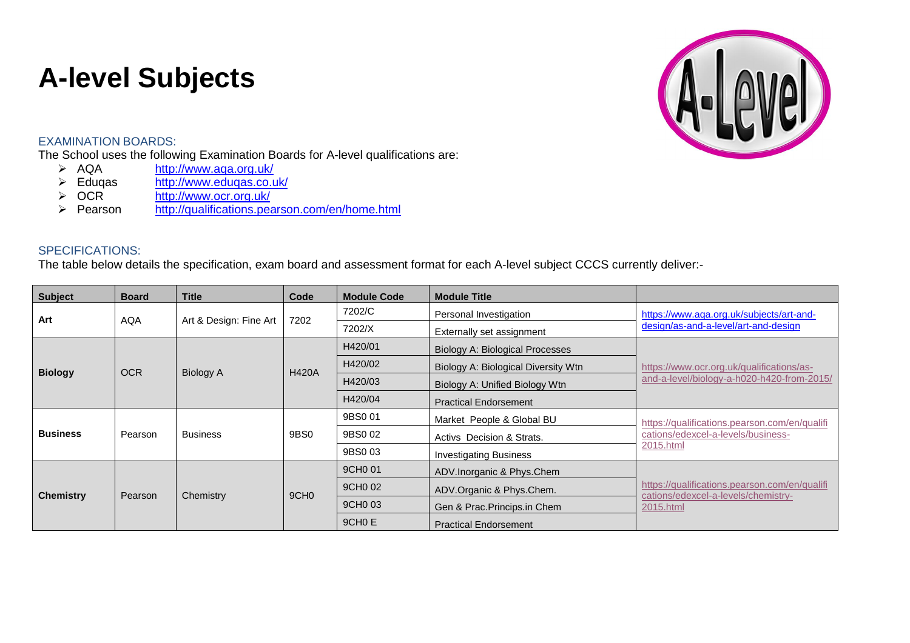# A-level Subjects

## EXAMINATION BOARDS:

The School uses the following Examination Boards for A-level qualifications are:

- AQA http://www.aqa.org.uk/
- Eduqas http://www.eduqas.co.uk/
- OCR http://www.ocr.org.uk/
- Pearson http://qualifications.pearson.com/en/home.html

## SPECIFICATIONS:

The table below details the specification, exam board and assessment format for each A-level subject CCCS currently deliver:-

| Subject | Board | Title | Code | Module Code | Module Title | |
|---|---|---|---|---|---|---|
| **Art** | AQA | Art & Design: Fine Art | 7202 | 7202/C | Personal Investigation | https://www.aqa.org.uk/subjects/art-and-design/as-and-a-level/art-and-design |
| | | | | 7202/X | Externally set assignment | |
| **Biology** | OCR | Biology A | H420A | H420/01 | Biology A: Biological Processes | https://www.ocr.org.uk/qualifications/as-and-a-level/biology-a-h020-h420-from-2015/ |
| | | | | H420/02 | Biology A: Biological Diversity Wtn | |
| | | | | H420/03 | Biology A: Unified Biology Wtn | |
| | | | | H420/04 | Practical Endorsement | |
| **Business** | Pearson | Business | 9BS0 | 9BS0 01 | Market People & Global BU | https://qualifications.pearson.com/en/qualifications/edexcel-a-levels/business-2015.html |
| | | | | 9BS0 02 | Activs Decision & Strats. | |
| | | | | 9BS0 03 | Investigating Business | |
| **Chemistry** | Pearson | Chemistry | 9CH0 | 9CH0 01 | ADV.Inorganic & Phys.Chem | https://qualifications.pearson.com/en/qualifications/edexcel-a-levels/chemistry-2015.html |
| | | | | 9CH0 02 | ADV.Organic & Phys.Chem. | |
| | | | | 9CH0 03 | Gen & Prac.Princips.in Chem | |
| | | | | 9CH0 E | Practical Endorsement | |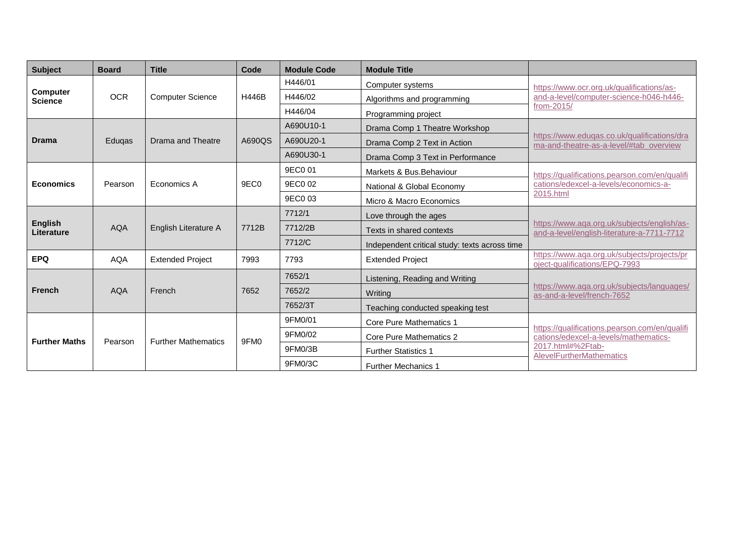| Subject | Board | Title | Code | Module Code | Module Title | |
|---|---|---|---|---|---|---|
| **Computer Science** | OCR | Computer Science | H446B | H446/01 | Computer systems | https://www.ocr.org.uk/qualifications/as-and-a-level/computer-science-h046-h446-from-2015/ |
| | | | | H446/02 | Algorithms and programming | |
| | | | | H446/04 | Programming project | |
| **Drama** | Eduqas | Drama and Theatre | A690QS | A690U10-1 | Drama Comp 1 Theatre Workshop | https://www.eduqas.co.uk/qualifications/drama-and-theatre-as-a-level/#tab_overview |
| | | | | A690U20-1 | Drama Comp 2 Text in Action | |
| | | | | A690U30-1 | Drama Comp 3 Text in Performance | |
| **Economics** | Pearson | Economics A | 9EC0 | 9EC0 01 | Markets & Bus.Behaviour | https://qualifications.pearson.com/en/qualifications/edexcel-a-levels/economics-a-2015.html |
| | | | | 9EC0 02 | National & Global Economy | |
| | | | | 9EC0 03 | Micro & Macro Economics | |
| **English Literature** | AQA | English Literature A | 7712B | 7712/1 | Love through the ages | https://www.aqa.org.uk/subjects/english/as-and-a-level/english-literature-a-7711-7712 |
| | | | | 7712/2B | Texts in shared contexts | |
| | | | | 7712/C | Independent critical study: texts across time | |
| **EPQ** | AQA | Extended Project | 7993 | 7793 | Extended Project | https://www.aqa.org.uk/subjects/projects/project-qualifications/EPQ-7993 |
| **French** | AQA | French | 7652 | 7652/1 | Listening, Reading and Writing | https://www.aqa.org.uk/subjects/languages/as-and-a-level/french-7652 |
| | | | | 7652/2 | Writing | |
| | | | | 7652/3T | Teaching conducted speaking test | |
| **Further Maths** | Pearson | Further Mathematics | 9FM0 | 9FM0/01 | Core Pure Mathematics 1 | https://qualifications.pearson.com/en/qualifications/edexcel-a-levels/mathematics-2017.html#%2Ftab-AlevelFurtherMathematics |
| | | | | 9FM0/02 | Core Pure Mathematics 2 | |
| | | | | 9FM0/3B | Further Statistics 1 | |
| | | | | 9FM0/3C | Further Mechanics 1 | |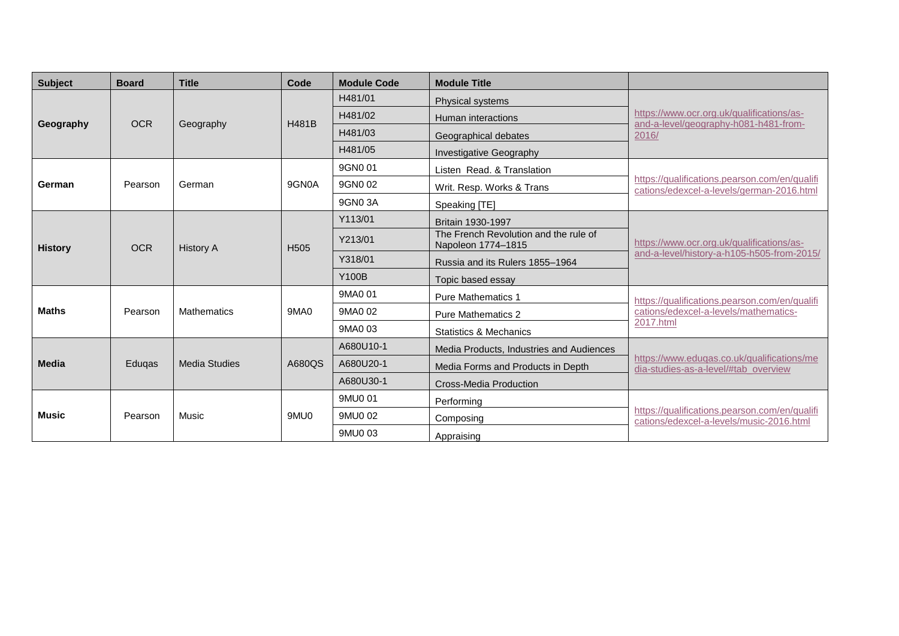| Subject | Board | Title | Code | Module Code | Module Title | |
|---|---|---|---|---|---|---|
| **Geography** | OCR | Geography | H481B | H481/01 | Physical systems | https://www.ocr.org.uk/qualifications/as-and-a-level/geography-h081-h481-from-2016/ |
| | | | | H481/02 | Human interactions | |
| | | | | H481/03 | Geographical debates | |
| | | | | H481/05 | Investigative Geography | |
| **German** | Pearson | German | 9GN0A | 9GN0 01 | Listen Read. & Translation | https://qualifications.pearson.com/en/qualifications/edexcel-a-levels/german-2016.html |
| | | | | 9GN0 02 | Writ. Resp. Works & Trans | |
| | | | | 9GN0 3A | Speaking [TE] | |
| **History** | OCR | History A | H505 | Y113/01 | Britain 1930-1997 | https://www.ocr.org.uk/qualifications/as-and-a-level/history-a-h105-h505-from-2015/ |
| | | | | Y213/01 | The French Revolution and the rule of Napoleon 1774–1815 | |
| | | | | Y318/01 | Russia and its Rulers 1855–1964 | |
| | | | | Y100B | Topic based essay | |
| **Maths** | Pearson | Mathematics | 9MA0 | 9MA0 01 | Pure Mathematics 1 | https://qualifications.pearson.com/en/qualifications/edexcel-a-levels/mathematics-2017.html |
| | | | | 9MA0 02 | Pure Mathematics 2 | |
| | | | | 9MA0 03 | Statistics & Mechanics | |
| **Media** | Eduqas | Media Studies | A680QS | A680U10-1 | Media Products, Industries and Audiences | https://www.eduqas.co.uk/qualifications/media-studies-as-a-level/#tab_overview |
| | | | | A680U20-1 | Media Forms and Products in Depth | |
| | | | | A680U30-1 | Cross-Media Production | |
| **Music** | Pearson | Music | 9MU0 | 9MU0 01 | Performing | https://qualifications.pearson.com/en/qualifications/edexcel-a-levels/music-2016.html |
| | | | | 9MU0 02 | Composing | |
| | | | | 9MU0 03 | Appraising | |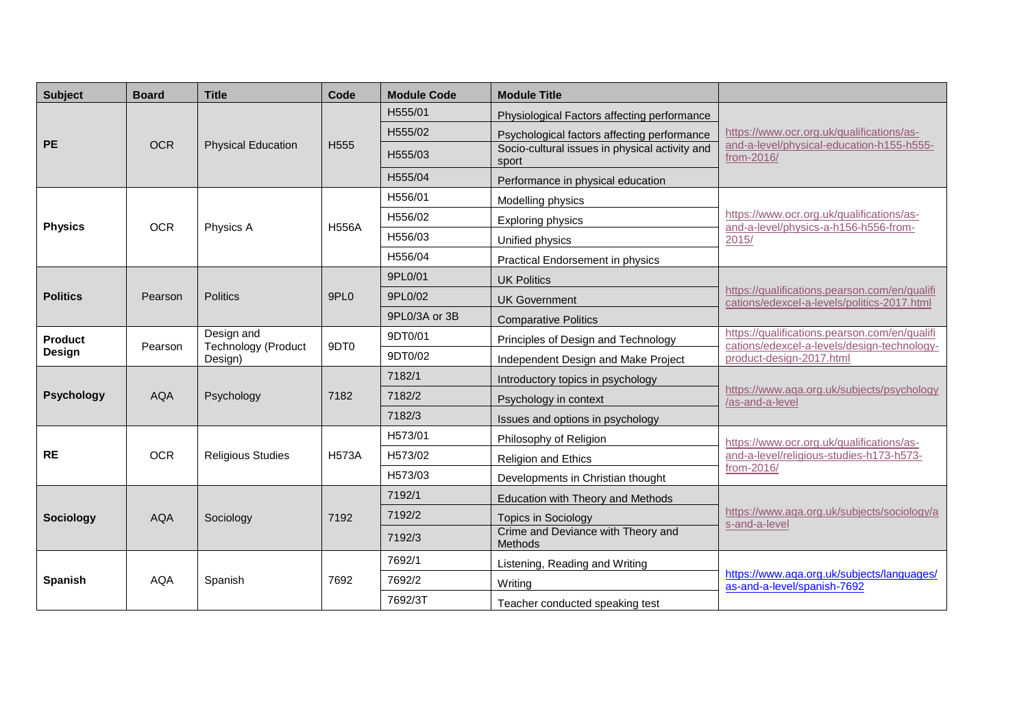| Subject | Board | Title | Code | Module Code | Module Title | |
|---|---|---|---|---|---|---|
| **PE** | OCR | Physical Education | H555 | H555/01 | Physiological Factors affecting performance | https://www.ocr.org.uk/qualifications/as-and-a-level/physical-education-h155-h555-from-2016/ |
| | | | | H555/02 | Psychological factors affecting performance | |
| | | | | H555/03 | Socio-cultural issues in physical activity and sport | |
| | | | | H555/04 | Performance in physical education | |
| **Physics** | OCR | Physics A | H556A | H556/01 | Modelling physics | https://www.ocr.org.uk/qualifications/as-and-a-level/physics-a-h156-h556-from-2015/ |
| | | | | H556/02 | Exploring physics | |
| | | | | H556/03 | Unified physics | |
| | | | | H556/04 | Practical Endorsement in physics | |
| **Politics** | Pearson | Politics | 9PL0 | 9PL0/01 | UK Politics | https://qualifications.pearson.com/en/qualifications/edexcel-a-levels/politics-2017.html |
| | | | | 9PL0/02 | UK Government | |
| | | | | 9PL0/3A or 3B | Comparative Politics | |
| **Product Design** | Pearson | Design and Technology (Product Design) | 9DT0 | 9DT0/01 | Principles of Design and Technology | https://qualifications.pearson.com/en/qualifications/edexcel-a-levels/design-technology-product-design-2017.html |
| | | | | 9DT0/02 | Independent Design and Make Project | |
| **Psychology** | AQA | Psychology | 7182 | 7182/1 | Introductory topics in psychology | https://www.aqa.org.uk/subjects/psychology/as-and-a-level |
| | | | | 7182/2 | Psychology in context | |
| | | | | 7182/3 | Issues and options in psychology | |
| **RE** | OCR | Religious Studies | H573A | H573/01 | Philosophy of Religion | https://www.ocr.org.uk/qualifications/as-and-a-level/religious-studies-h173-h573-from-2016/ |
| | | | | H573/02 | Religion and Ethics | |
| | | | | H573/03 | Developments in Christian thought | |
| **Sociology** | AQA | Sociology | 7192 | 7192/1 | Education with Theory and Methods | https://www.aqa.org.uk/subjects/sociology/as-and-a-level |
| | | | | 7192/2 | Topics in Sociology | |
| | | | | 7192/3 | Crime and Deviance with Theory and Methods | |
| **Spanish** | AQA | Spanish | 7692 | 7692/1 | Listening, Reading and Writing | https://www.aqa.org.uk/subjects/languages/as-and-a-level/spanish-7692 |
| | | | | 7692/2 | Writing | |
| | | | | 7692/3T | Teacher conducted speaking test | |